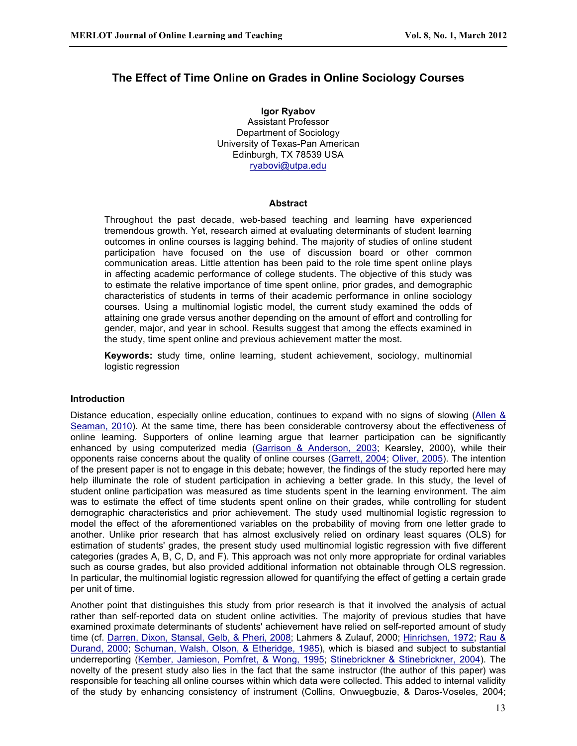# The Effect of Time Online on Grades in Online Sociology Courses

**Igor Ryabov**
Assistant Professor
Department of Sociology
University of Texas-Pan American
Edinburgh, TX 78539 USA
ryabovi@utpa.edu

## Abstract

Throughout the past decade, web-based teaching and learning have experienced tremendous growth. Yet, research aimed at evaluating determinants of student learning outcomes in online courses is lagging behind. The majority of studies of online student participation have focused on the use of discussion board or other common communication areas. Little attention has been paid to the role time spent online plays in affecting academic performance of college students. The objective of this study was to estimate the relative importance of time spent online, prior grades, and demographic characteristics of students in terms of their academic performance in online sociology courses. Using a multinomial logistic model, the current study examined the odds of attaining one grade versus another depending on the amount of effort and controlling for gender, major, and year in school. Results suggest that among the effects examined in the study, time spent online and previous achievement matter the most.

**Keywords:** study time, online learning, student achievement, sociology, multinomial logistic regression

### Introduction

Distance education, especially online education, continues to expand with no signs of slowing (Allen & Seaman, 2010). At the same time, there has been considerable controversy about the effectiveness of online learning. Supporters of online learning argue that learner participation can be significantly enhanced by using computerized media (Garrison & Anderson, 2003; Kearsley, 2000), while their opponents raise concerns about the quality of online courses (Garrett, 2004; Oliver, 2005). The intention of the present paper is not to engage in this debate; however, the findings of the study reported here may help illuminate the role of student participation in achieving a better grade. In this study, the level of student online participation was measured as time students spent in the learning environment. The aim was to estimate the effect of time students spent online on their grades, while controlling for student demographic characteristics and prior achievement. The study used multinomial logistic regression to model the effect of the aforementioned variables on the probability of moving from one letter grade to another. Unlike prior research that has almost exclusively relied on ordinary least squares (OLS) for estimation of students' grades, the present study used multinomial logistic regression with five different categories (grades A, B, C, D, and F). This approach was not only more appropriate for ordinal variables such as course grades, but also provided additional information not obtainable through OLS regression. In particular, the multinomial logistic regression allowed for quantifying the effect of getting a certain grade per unit of time.

Another point that distinguishes this study from prior research is that it involved the analysis of actual rather than self-reported data on student online activities. The majority of previous studies that have examined proximate determinants of students' achievement have relied on self-reported amount of study time (cf. Darren, Dixon, Stansal, Gelb, & Pheri, 2008; Lahmers & Zulauf, 2000; Hinrichsen, 1972; Rau & Durand, 2000; Schuman, Walsh, Olson, & Etheridge, 1985), which is biased and subject to substantial underreporting (Kember, Jamieson, Pomfret, & Wong, 1995; Stinebrickner & Stinebrickner, 2004). The novelty of the present study also lies in the fact that the same instructor (the author of this paper) was responsible for teaching all online courses within which data were collected. This added to internal validity of the study by enhancing consistency of instrument (Collins, Onwuegbuzie, & Daros-Voseles, 2004;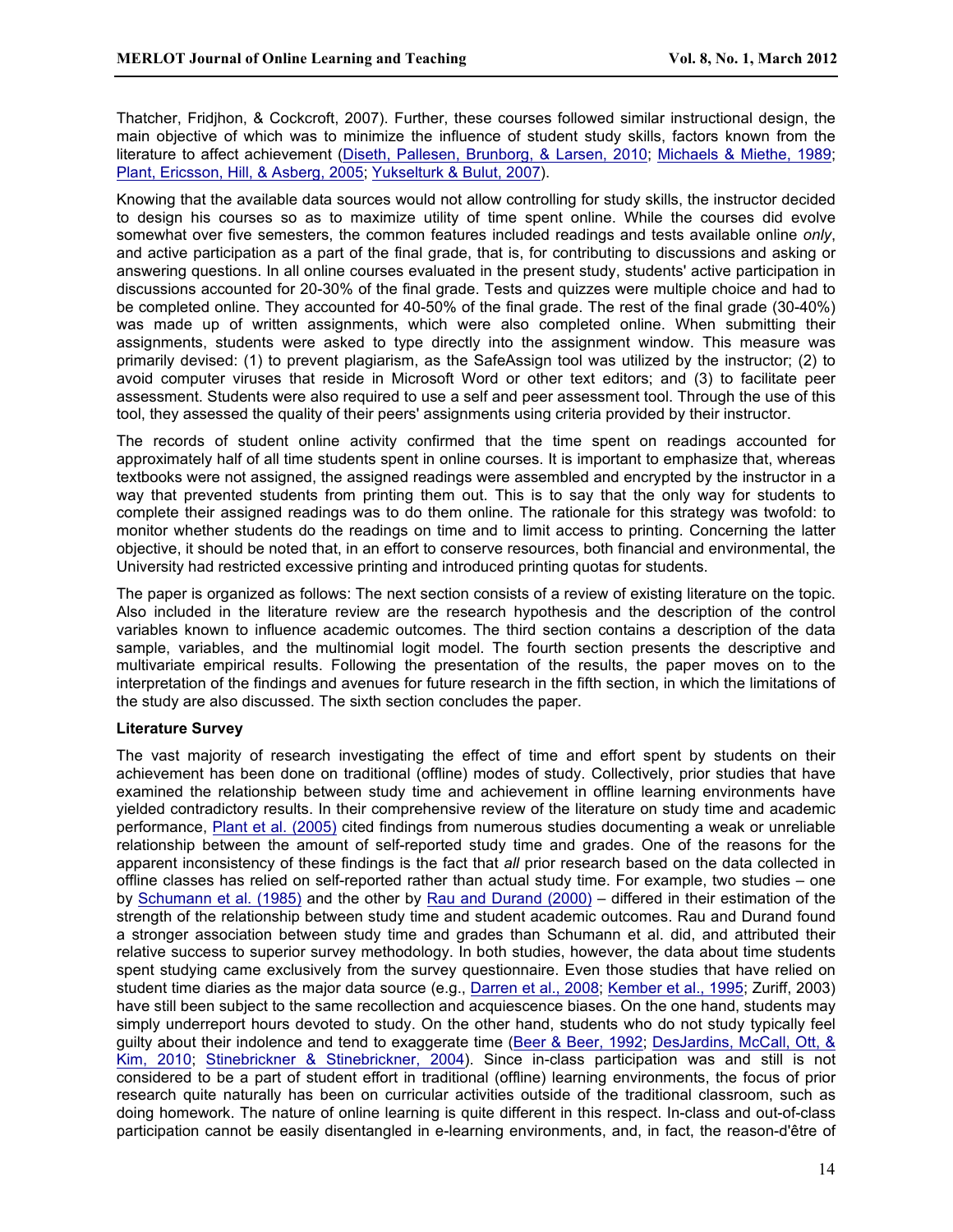Thatcher, Fridjhon, & Cockcroft, 2007). Further, these courses followed similar instructional design, the main objective of which was to minimize the influence of student study skills, factors known from the literature to affect achievement (Diseth, Pallesen, Brunborg, & Larsen, 2010; Michaels & Miethe, 1989; Plant, Ericsson, Hill, & Asberg, 2005; Yukselturk & Bulut, 2007).

Knowing that the available data sources would not allow controlling for study skills, the instructor decided to design his courses so as to maximize utility of time spent online. While the courses did evolve somewhat over five semesters, the common features included readings and tests available online *only*, and active participation as a part of the final grade, that is, for contributing to discussions and asking or answering questions. In all online courses evaluated in the present study, students' active participation in discussions accounted for 20-30% of the final grade. Tests and quizzes were multiple choice and had to be completed online. They accounted for 40-50% of the final grade. The rest of the final grade (30-40%) was made up of written assignments, which were also completed online. When submitting their assignments, students were asked to type directly into the assignment window. This measure was primarily devised: (1) to prevent plagiarism, as the SafeAssign tool was utilized by the instructor; (2) to avoid computer viruses that reside in Microsoft Word or other text editors; and (3) to facilitate peer assessment. Students were also required to use a self and peer assessment tool. Through the use of this tool, they assessed the quality of their peers' assignments using criteria provided by their instructor.

The records of student online activity confirmed that the time spent on readings accounted for approximately half of all time students spent in online courses. It is important to emphasize that, whereas textbooks were not assigned, the assigned readings were assembled and encrypted by the instructor in a way that prevented students from printing them out. This is to say that the only way for students to complete their assigned readings was to do them online. The rationale for this strategy was twofold: to monitor whether students do the readings on time and to limit access to printing. Concerning the latter objective, it should be noted that, in an effort to conserve resources, both financial and environmental, the University had restricted excessive printing and introduced printing quotas for students.

The paper is organized as follows: The next section consists of a review of existing literature on the topic. Also included in the literature review are the research hypothesis and the description of the control variables known to influence academic outcomes. The third section contains a description of the data sample, variables, and the multinomial logit model. The fourth section presents the descriptive and multivariate empirical results. Following the presentation of the results, the paper moves on to the interpretation of the findings and avenues for future research in the fifth section, in which the limitations of the study are also discussed. The sixth section concludes the paper.

**Literature Survey**

The vast majority of research investigating the effect of time and effort spent by students on their achievement has been done on traditional (offline) modes of study. Collectively, prior studies that have examined the relationship between study time and achievement in offline learning environments have yielded contradictory results. In their comprehensive review of the literature on study time and academic performance, Plant et al. (2005) cited findings from numerous studies documenting a weak or unreliable relationship between the amount of self-reported study time and grades. One of the reasons for the apparent inconsistency of these findings is the fact that *all* prior research based on the data collected in offline classes has relied on self-reported rather than actual study time. For example, two studies – one by Schumann et al. (1985) and the other by Rau and Durand (2000) – differed in their estimation of the strength of the relationship between study time and student academic outcomes. Rau and Durand found a stronger association between study time and grades than Schumann et al. did, and attributed their relative success to superior survey methodology. In both studies, however, the data about time students spent studying came exclusively from the survey questionnaire. Even those studies that have relied on student time diaries as the major data source (e.g., Darren et al., 2008; Kember et al., 1995; Zuriff, 2003) have still been subject to the same recollection and acquiescence biases. On the one hand, students may simply underreport hours devoted to study. On the other hand, students who do not study typically feel guilty about their indolence and tend to exaggerate time (Beer & Beer, 1992; DesJardins, McCall, Ott, & Kim, 2010; Stinebrickner & Stinebrickner, 2004). Since in-class participation was and still is not considered to be a part of student effort in traditional (offline) learning environments, the focus of prior research quite naturally has been on curricular activities outside of the traditional classroom, such as doing homework. The nature of online learning is quite different in this respect. In-class and out-of-class participation cannot be easily disentangled in e-learning environments, and, in fact, the reason-d'être of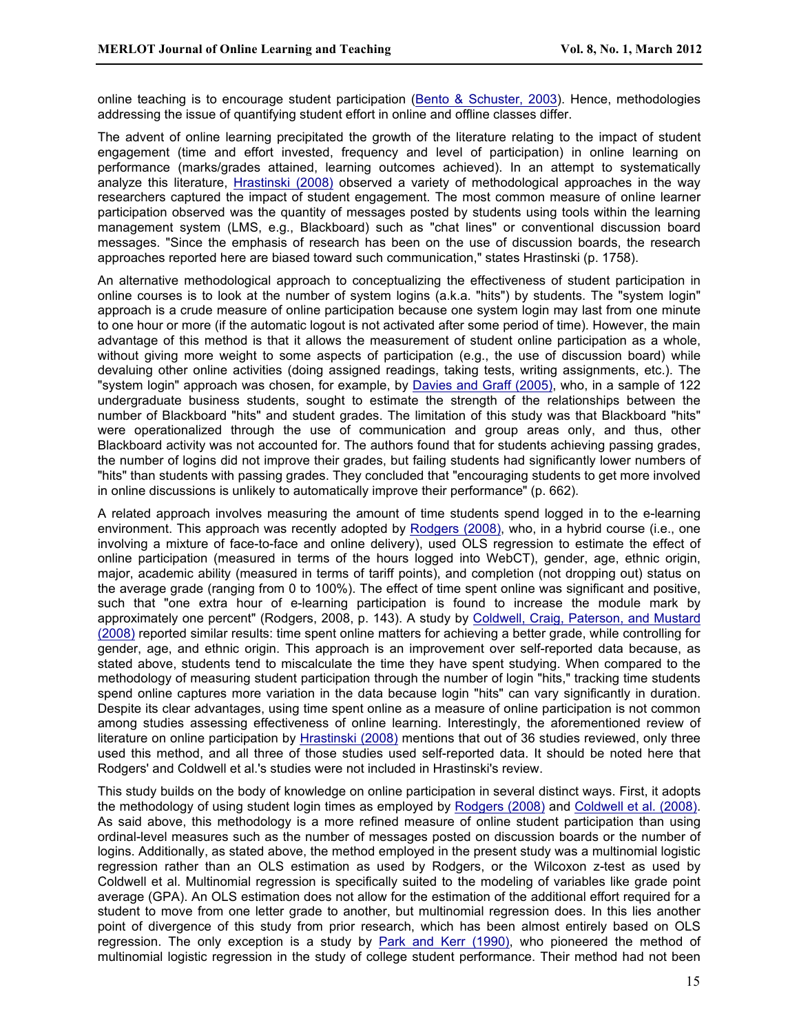online teaching is to encourage student participation (Bento & Schuster, 2003). Hence, methodologies addressing the issue of quantifying student effort in online and offline classes differ.

The advent of online learning precipitated the growth of the literature relating to the impact of student engagement (time and effort invested, frequency and level of participation) in online learning on performance (marks/grades attained, learning outcomes achieved). In an attempt to systematically analyze this literature, Hrastinski (2008) observed a variety of methodological approaches in the way researchers captured the impact of student engagement. The most common measure of online learner participation observed was the quantity of messages posted by students using tools within the learning management system (LMS, e.g., Blackboard) such as "chat lines" or conventional discussion board messages. "Since the emphasis of research has been on the use of discussion boards, the research approaches reported here are biased toward such communication," states Hrastinski (p. 1758).

An alternative methodological approach to conceptualizing the effectiveness of student participation in online courses is to look at the number of system logins (a.k.a. "hits") by students. The "system login" approach is a crude measure of online participation because one system login may last from one minute to one hour or more (if the automatic logout is not activated after some period of time). However, the main advantage of this method is that it allows the measurement of student online participation as a whole, without giving more weight to some aspects of participation (e.g., the use of discussion board) while devaluing other online activities (doing assigned readings, taking tests, writing assignments, etc.). The "system login" approach was chosen, for example, by Davies and Graff (2005), who, in a sample of 122 undergraduate business students, sought to estimate the strength of the relationships between the number of Blackboard "hits" and student grades. The limitation of this study was that Blackboard "hits" were operationalized through the use of communication and group areas only, and thus, other Blackboard activity was not accounted for. The authors found that for students achieving passing grades, the number of logins did not improve their grades, but failing students had significantly lower numbers of "hits" than students with passing grades. They concluded that "encouraging students to get more involved in online discussions is unlikely to automatically improve their performance" (p. 662).

A related approach involves measuring the amount of time students spend logged in to the e-learning environment. This approach was recently adopted by Rodgers (2008), who, in a hybrid course (i.e., one involving a mixture of face-to-face and online delivery), used OLS regression to estimate the effect of online participation (measured in terms of the hours logged into WebCT), gender, age, ethnic origin, major, academic ability (measured in terms of tariff points), and completion (not dropping out) status on the average grade (ranging from 0 to 100%). The effect of time spent online was significant and positive, such that "one extra hour of e-learning participation is found to increase the module mark by approximately one percent" (Rodgers, 2008, p. 143). A study by Coldwell, Craig, Paterson, and Mustard (2008) reported similar results: time spent online matters for achieving a better grade, while controlling for gender, age, and ethnic origin. This approach is an improvement over self-reported data because, as stated above, students tend to miscalculate the time they have spent studying. When compared to the methodology of measuring student participation through the number of login "hits," tracking time students spend online captures more variation in the data because login "hits" can vary significantly in duration. Despite its clear advantages, using time spent online as a measure of online participation is not common among studies assessing effectiveness of online learning. Interestingly, the aforementioned review of literature on online participation by Hrastinski (2008) mentions that out of 36 studies reviewed, only three used this method, and all three of those studies used self-reported data. It should be noted here that Rodgers' and Coldwell et al.'s studies were not included in Hrastinski's review.

This study builds on the body of knowledge on online participation in several distinct ways. First, it adopts the methodology of using student login times as employed by Rodgers (2008) and Coldwell et al. (2008). As said above, this methodology is a more refined measure of online student participation than using ordinal-level measures such as the number of messages posted on discussion boards or the number of logins. Additionally, as stated above, the method employed in the present study was a multinomial logistic regression rather than an OLS estimation as used by Rodgers, or the Wilcoxon z-test as used by Coldwell et al. Multinomial regression is specifically suited to the modeling of variables like grade point average (GPA). An OLS estimation does not allow for the estimation of the additional effort required for a student to move from one letter grade to another, but multinomial regression does. In this lies another point of divergence of this study from prior research, which has been almost entirely based on OLS regression. The only exception is a study by Park and Kerr (1990), who pioneered the method of multinomial logistic regression in the study of college student performance. Their method had not been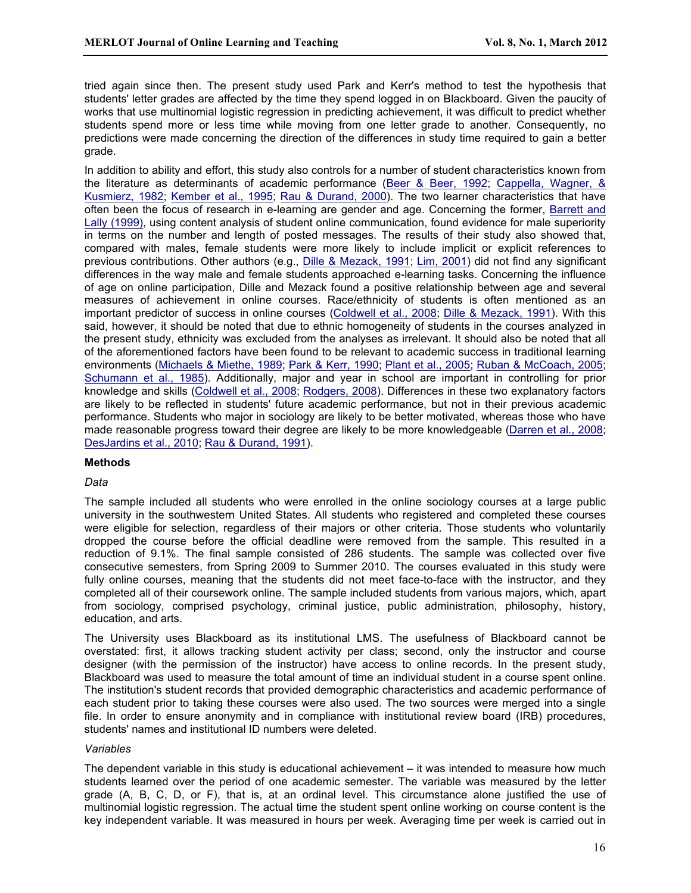tried again since then. The present study used Park and Kerr's method to test the hypothesis that students' letter grades are affected by the time they spend logged in on Blackboard. Given the paucity of works that use multinomial logistic regression in predicting achievement, it was difficult to predict whether students spend more or less time while moving from one letter grade to another. Consequently, no predictions were made concerning the direction of the differences in study time required to gain a better grade.

In addition to ability and effort, this study also controls for a number of student characteristics known from the literature as determinants of academic performance (Beer & Beer, 1992; Cappella, Wagner, & Kusmierz, 1982; Kember et al., 1995; Rau & Durand, 2000). The two learner characteristics that have often been the focus of research in e-learning are gender and age. Concerning the former, Barrett and Lally (1999), using content analysis of student online communication, found evidence for male superiority in terms on the number and length of posted messages. The results of their study also showed that, compared with males, female students were more likely to include implicit or explicit references to previous contributions. Other authors (e.g., Dille & Mezack, 1991; Lim, 2001) did not find any significant differences in the way male and female students approached e-learning tasks. Concerning the influence of age on online participation, Dille and Mezack found a positive relationship between age and several measures of achievement in online courses. Race/ethnicity of students is often mentioned as an important predictor of success in online courses (Coldwell et al., 2008; Dille & Mezack, 1991). With this said, however, it should be noted that due to ethnic homogeneity of students in the courses analyzed in the present study, ethnicity was excluded from the analyses as irrelevant. It should also be noted that all of the aforementioned factors have been found to be relevant to academic success in traditional learning environments (Michaels & Miethe, 1989; Park & Kerr, 1990; Plant et al., 2005; Ruban & McCoach, 2005; Schumann et al., 1985). Additionally, major and year in school are important in controlling for prior knowledge and skills (Coldwell et al., 2008; Rodgers, 2008). Differences in these two explanatory factors are likely to be reflected in students' future academic performance, but not in their previous academic performance. Students who major in sociology are likely to be better motivated, whereas those who have made reasonable progress toward their degree are likely to be more knowledgeable (Darren et al., 2008; DesJardins et al., 2010; Rau & Durand, 1991).

## Methods

### *Data*

The sample included all students who were enrolled in the online sociology courses at a large public university in the southwestern United States. All students who registered and completed these courses were eligible for selection, regardless of their majors or other criteria. Those students who voluntarily dropped the course before the official deadline were removed from the sample. This resulted in a reduction of 9.1%. The final sample consisted of 286 students. The sample was collected over five consecutive semesters, from Spring 2009 to Summer 2010. The courses evaluated in this study were fully online courses, meaning that the students did not meet face-to-face with the instructor, and they completed all of their coursework online. The sample included students from various majors, which, apart from sociology, comprised psychology, criminal justice, public administration, philosophy, history, education, and arts.

The University uses Blackboard as its institutional LMS. The usefulness of Blackboard cannot be overstated: first, it allows tracking student activity per class; second, only the instructor and course designer (with the permission of the instructor) have access to online records. In the present study, Blackboard was used to measure the total amount of time an individual student in a course spent online. The institution's student records that provided demographic characteristics and academic performance of each student prior to taking these courses were also used. The two sources were merged into a single file. In order to ensure anonymity and in compliance with institutional review board (IRB) procedures, students' names and institutional ID numbers were deleted.

### *Variables*

The dependent variable in this study is educational achievement – it was intended to measure how much students learned over the period of one academic semester. The variable was measured by the letter grade (A, B, C, D, or F), that is, at an ordinal level. This circumstance alone justified the use of multinomial logistic regression. The actual time the student spent online working on course content is the key independent variable. It was measured in hours per week. Averaging time per week is carried out in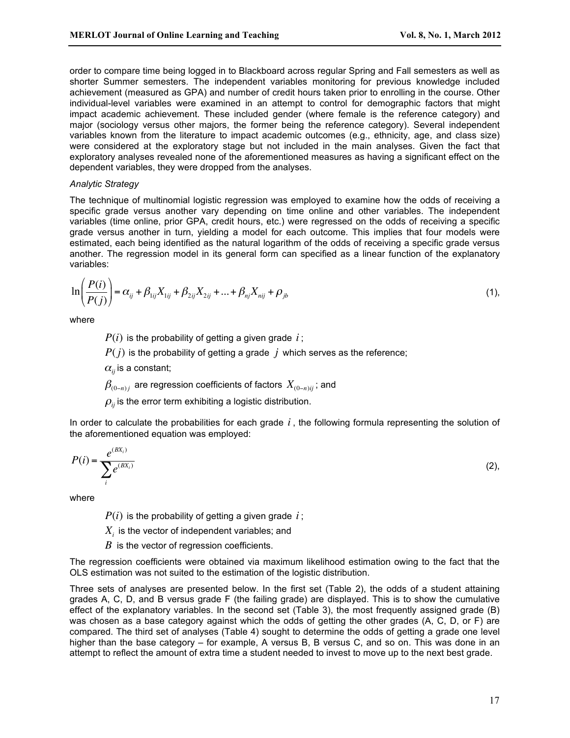order to compare time being logged in to Blackboard across regular Spring and Fall semesters as well as shorter Summer semesters. The independent variables monitoring for previous knowledge included achievement (measured as GPA) and number of credit hours taken prior to enrolling in the course. Other individual-level variables were examined in an attempt to control for demographic factors that might impact academic achievement. These included gender (where female is the reference category) and major (sociology versus other majors, the former being the reference category). Several independent variables known from the literature to impact academic outcomes (e.g., ethnicity, age, and class size) were considered at the exploratory stage but not included in the main analyses. Given the fact that exploratory analyses revealed none of the aforementioned measures as having a significant effect on the dependent variables, they were dropped from the analyses.

*Analytic Strategy*

The technique of multinomial logistic regression was employed to examine how the odds of receiving a specific grade versus another vary depending on time online and other variables. The independent variables (time online, prior GPA, credit hours, etc.) were regressed on the odds of receiving a specific grade versus another in turn, yielding a model for each outcome. This implies that four models were estimated, each being identified as the natural logarithm of the odds of receiving a specific grade versus another. The regression model in its general form can specified as a linear function of the explanatory variables:

$$\ln\left(\frac{P(i)}{P(j)}\right) = \alpha_{ij} + \beta_{1ij}X_{1ij} + \beta_{2ij}X_{2ij} + \ldots + \beta_{nj}X_{nij} + \rho_{jb} \tag{1}$$

where

$P(i)$ is the probability of getting a given grade $i$;

$P(j)$ is the probability of getting a grade $j$ which serves as the reference;

$\alpha_{ij}$ is a constant;

$\beta_{(0-n)j}$ are regression coefficients of factors $X_{(0-n)ij}$; and

$\rho_{ij}$ is the error term exhibiting a logistic distribution.

In order to calculate the probabilities for each grade $i$, the following formula representing the solution of the aforementioned equation was employed:

$$P(i) = \frac{e^{(BX_i)}}{\sum_i e^{(BX_i)}} \tag{2}$$

where

$P(i)$ is the probability of getting a given grade $i$;

$X_i$ is the vector of independent variables; and

$B$ is the vector of regression coefficients.

The regression coefficients were obtained via maximum likelihood estimation owing to the fact that the OLS estimation was not suited to the estimation of the logistic distribution.

Three sets of analyses are presented below. In the first set (Table 2), the odds of a student attaining grades A, C, D, and B versus grade F (the failing grade) are displayed. This is to show the cumulative effect of the explanatory variables. In the second set (Table 3), the most frequently assigned grade (B) was chosen as a base category against which the odds of getting the other grades (A, C, D, or F) are compared. The third set of analyses (Table 4) sought to determine the odds of getting a grade one level higher than the base category – for example, A versus B, B versus C, and so on. This was done in an attempt to reflect the amount of extra time a student needed to invest to move up to the next best grade.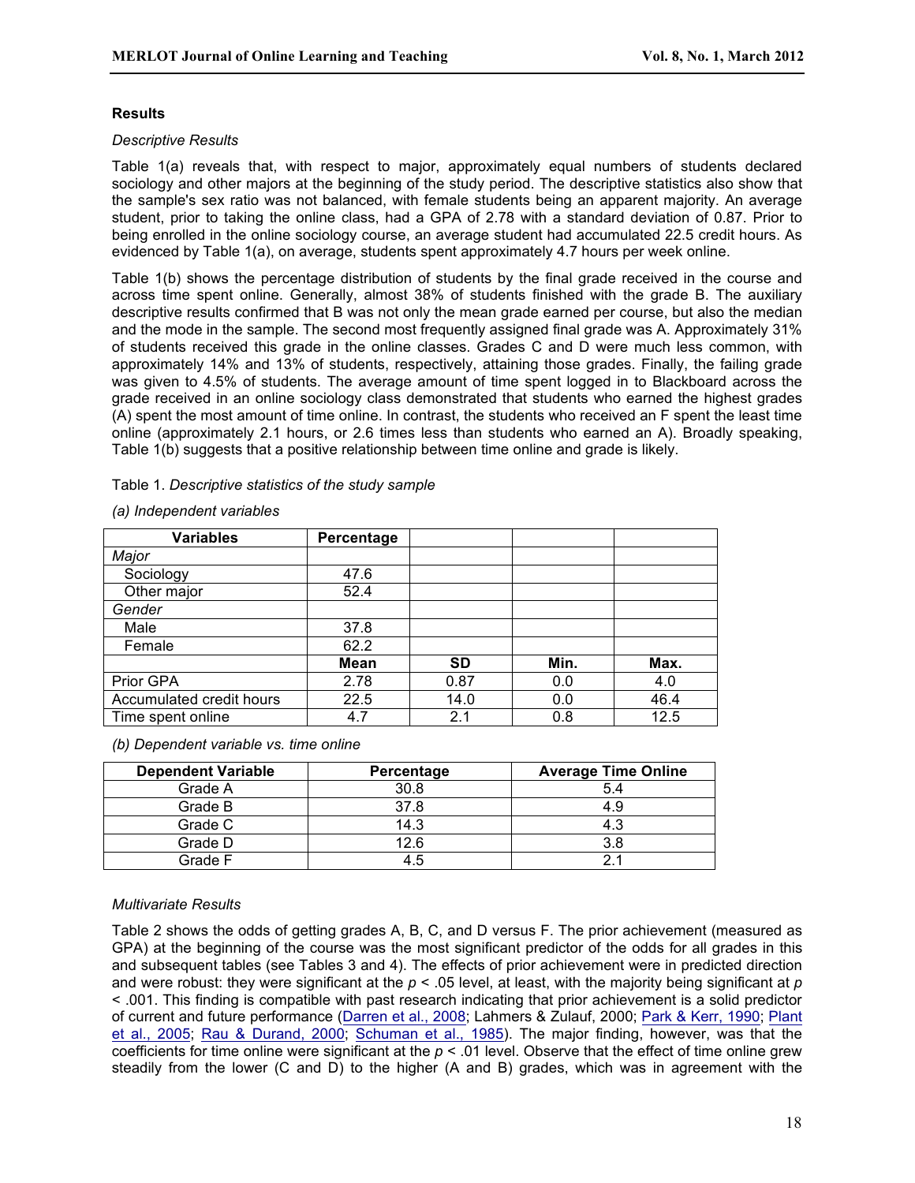### Results

*Descriptive Results*

Table 1(a) reveals that, with respect to major, approximately equal numbers of students declared sociology and other majors at the beginning of the study period. The descriptive statistics also show that the sample's sex ratio was not balanced, with female students being an apparent majority. An average student, prior to taking the online class, had a GPA of 2.78 with a standard deviation of 0.87. Prior to being enrolled in the online sociology course, an average student had accumulated 22.5 credit hours. As evidenced by Table 1(a), on average, students spent approximately 4.7 hours per week online.

Table 1(b) shows the percentage distribution of students by the final grade received in the course and across time spent online. Generally, almost 38% of students finished with the grade B. The auxiliary descriptive results confirmed that B was not only the mean grade earned per course, but also the median and the mode in the sample. The second most frequently assigned final grade was A. Approximately 31% of students received this grade in the online classes. Grades C and D were much less common, with approximately 14% and 13% of students, respectively, attaining those grades. Finally, the failing grade was given to 4.5% of students. The average amount of time spent logged in to Blackboard across the grade received in an online sociology class demonstrated that students who earned the highest grades (A) spent the most amount of time online. In contrast, the students who received an F spent the least time online (approximately 2.1 hours, or 2.6 times less than students who earned an A). Broadly speaking, Table 1(b) suggests that a positive relationship between time online and grade is likely.

Table 1. *Descriptive statistics of the study sample*

*(a) Independent variables*

| Variables | Percentage | | | |
|---|---|---|---|---|
| *Major* | | | | |
| Sociology | 47.6 | | | |
| Other major | 52.4 | | | |
| *Gender* | | | | |
| Male | 37.8 | | | |
| Female | 62.2 | | | |
| | **Mean** | **SD** | **Min.** | **Max.** |
| Prior GPA | 2.78 | 0.87 | 0.0 | 4.0 |
| Accumulated credit hours | 22.5 | 14.0 | 0.0 | 46.4 |
| Time spent online | 4.7 | 2.1 | 0.8 | 12.5 |

*(b) Dependent variable vs. time online*

| Dependent Variable | Percentage | Average Time Online |
|---|---|---|
| Grade A | 30.8 | 5.4 |
| Grade B | 37.8 | 4.9 |
| Grade C | 14.3 | 4.3 |
| Grade D | 12.6 | 3.8 |
| Grade F | 4.5 | 2.1 |

*Multivariate Results*

Table 2 shows the odds of getting grades A, B, C, and D versus F. The prior achievement (measured as GPA) at the beginning of the course was the most significant predictor of the odds for all grades in this and subsequent tables (see Tables 3 and 4). The effects of prior achievement were in predicted direction and were robust: they were significant at the $p < .05$ level, at least, with the majority being significant at $p < .001$. This finding is compatible with past research indicating that prior achievement is a solid predictor of current and future performance (Darren et al., 2008; Lahmers & Zulauf, 2000; Park & Kerr, 1990; Plant et al., 2005; Rau & Durand, 2000; Schuman et al., 1985). The major finding, however, was that the coefficients for time online were significant at the $p < .01$ level. Observe that the effect of time online grew steadily from the lower (C and D) to the higher (A and B) grades, which was in agreement with the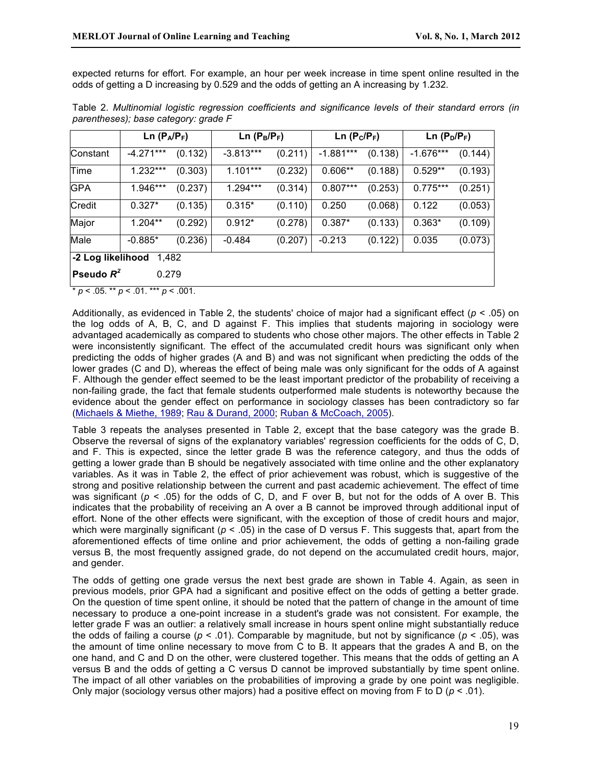expected returns for effort. For example, an hour per week increase in time spent online resulted in the odds of getting a D increasing by 0.529 and the odds of getting an A increasing by 1.232.

Table 2. *Multinomial logistic regression coefficients and significance levels of their standard errors (in parentheses); base category: grade F*

| | $\ln(P_A/P_F)$ | | $\ln(P_B/P_F)$ | | $\ln(P_C/P_F)$ | | $\ln(P_D/P_F)$ | |
|---|---|---|---|---|---|---|---|---|
| Constant | -4.271*** | (0.132) | -3.813*** | (0.211) | -1.881*** | (0.138) | -1.676*** | (0.144) |
| Time | 1.232*** | (0.303) | 1.101*** | (0.232) | 0.606** | (0.188) | 0.529** | (0.193) |
| GPA | 1.946*** | (0.237) | 1.294*** | (0.314) | 0.807*** | (0.253) | 0.775*** | (0.251) |
| Credit | 0.327* | (0.135) | 0.315* | (0.110) | 0.250 | (0.068) | 0.122 | (0.053) |
| Major | 1.204** | (0.292) | 0.912* | (0.278) | 0.387* | (0.133) | 0.363* | (0.109) |
| Male | -0.885* | (0.236) | -0.484 | (0.207) | -0.213 | (0.122) | 0.035 | (0.073) |
| **-2 Log likelihood** 1,482 | | | | | | | | |
| **Pseudo $R^2$** 0.279 | | | | | | | | |

\* $p < .05$. \*\* $p < .01$. \*\*\* $p < .001$.

Additionally, as evidenced in Table 2, the students' choice of major had a significant effect ($p < .05$) on the log odds of A, B, C, and D against F. This implies that students majoring in sociology were advantaged academically as compared to students who chose other majors. The other effects in Table 2 were inconsistently significant. The effect of the accumulated credit hours was significant only when predicting the odds of higher grades (A and B) and was not significant when predicting the odds of the lower grades (C and D), whereas the effect of being male was only significant for the odds of A against F. Although the gender effect seemed to be the least important predictor of the probability of receiving a non-failing grade, the fact that female students outperformed male students is noteworthy because the evidence about the gender effect on performance in sociology classes has been contradictory so far (Michaels & Miethe, 1989; Rau & Durand, 2000; Ruban & McCoach, 2005).

Table 3 repeats the analyses presented in Table 2, except that the base category was the grade B. Observe the reversal of signs of the explanatory variables' regression coefficients for the odds of C, D, and F. This is expected, since the letter grade B was the reference category, and thus the odds of getting a lower grade than B should be negatively associated with time online and the other explanatory variables. As it was in Table 2, the effect of prior achievement was robust, which is suggestive of the strong and positive relationship between the current and past academic achievement. The effect of time was significant ($p < .05$) for the odds of C, D, and F over B, but not for the odds of A over B. This indicates that the probability of receiving an A over a B cannot be improved through additional input of effort. None of the other effects were significant, with the exception of those of credit hours and major, which were marginally significant ($p < .05$) in the case of D versus F. This suggests that, apart from the aforementioned effects of time online and prior achievement, the odds of getting a non-failing grade versus B, the most frequently assigned grade, do not depend on the accumulated credit hours, major, and gender.

The odds of getting one grade versus the next best grade are shown in Table 4. Again, as seen in previous models, prior GPA had a significant and positive effect on the odds of getting a better grade. On the question of time spent online, it should be noted that the pattern of change in the amount of time necessary to produce a one-point increase in a student's grade was not consistent. For example, the letter grade F was an outlier: a relatively small increase in hours spent online might substantially reduce the odds of failing a course ($p < .01$). Comparable by magnitude, but not by significance ($p < .05$), was the amount of time online necessary to move from C to B. It appears that the grades A and B, on the one hand, and C and D on the other, were clustered together. This means that the odds of getting an A versus B and the odds of getting a C versus D cannot be improved substantially by time spent online. The impact of all other variables on the probabilities of improving a grade by one point was negligible. Only major (sociology versus other majors) had a positive effect on moving from F to D ($p < .01$).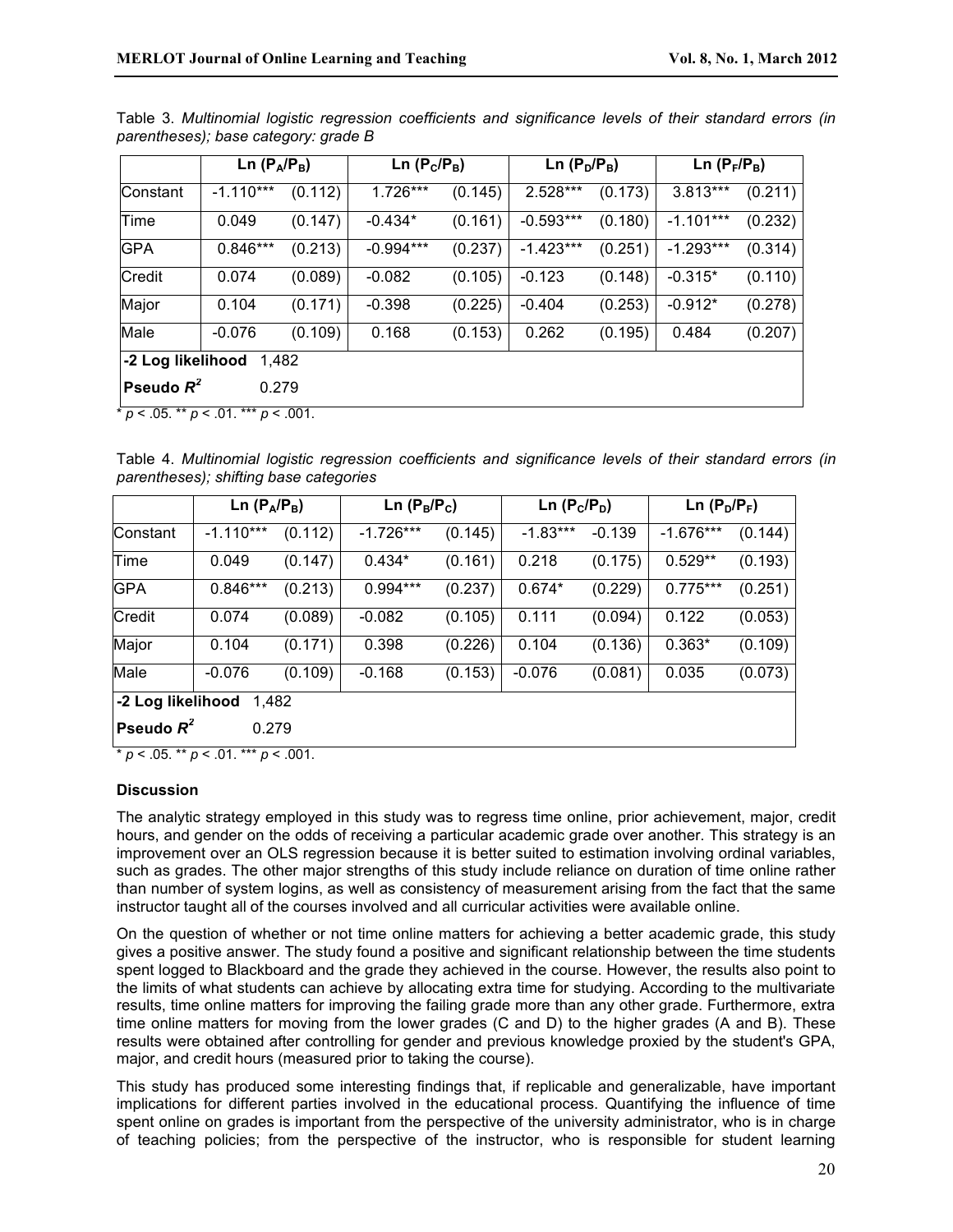Table 3. *Multinomial logistic regression coefficients and significance levels of their standard errors (in parentheses); base category: grade B*

| | $\ln(P_A/P_B)$ | | $\ln(P_C/P_B)$ | | $\ln(P_D/P_B)$ | | $\ln(P_F/P_B)$ | |
|---|---|---|---|---|---|---|---|---|
| Constant | -1.110*** | (0.112) | 1.726*** | (0.145) | 2.528*** | (0.173) | 3.813*** | (0.211) |
| Time | 0.049 | (0.147) | -0.434* | (0.161) | -0.593*** | (0.180) | -1.101*** | (0.232) |
| GPA | 0.846*** | (0.213) | -0.994*** | (0.237) | -1.423*** | (0.251) | -1.293*** | (0.314) |
| Credit | 0.074 | (0.089) | -0.082 | (0.105) | -0.123 | (0.148) | -0.315* | (0.110) |
| Major | 0.104 | (0.171) | -0.398 | (0.225) | -0.404 | (0.253) | -0.912* | (0.278) |
| Male | -0.076 | (0.109) | 0.168 | (0.153) | 0.262 | (0.195) | 0.484 | (0.207) |
| **-2 Log likelihood** 1,482 | | | | | | | | |
| **Pseudo $R^2$** 0.279 | | | | | | | | |

\* $p < .05$. ** $p < .01$. *** $p < .001$.

Table 4. *Multinomial logistic regression coefficients and significance levels of their standard errors (in parentheses); shifting base categories*

| | $\ln(P_A/P_B)$ | | $\ln(P_B/P_C)$ | | $\ln(P_C/P_D)$ | | $\ln(P_D/P_F)$ | |
|---|---|---|---|---|---|---|---|---|
| Constant | -1.110*** | (0.112) | -1.726*** | (0.145) | -1.83*** | -0.139 | -1.676*** | (0.144) |
| Time | 0.049 | (0.147) | 0.434* | (0.161) | 0.218 | (0.175) | 0.529** | (0.193) |
| GPA | 0.846*** | (0.213) | 0.994*** | (0.237) | 0.674* | (0.229) | 0.775*** | (0.251) |
| Credit | 0.074 | (0.089) | -0.082 | (0.105) | 0.111 | (0.094) | 0.122 | (0.053) |
| Major | 0.104 | (0.171) | 0.398 | (0.226) | 0.104 | (0.136) | 0.363* | (0.109) |
| Male | -0.076 | (0.109) | -0.168 | (0.153) | -0.076 | (0.081) | 0.035 | (0.073) |
| **-2 Log likelihood** 1,482 | | | | | | | | |
| **Pseudo $R^2$** 0.279 | | | | | | | | |

\* $p < .05$. ** $p < .01$. *** $p < .001$.

### Discussion

The analytic strategy employed in this study was to regress time online, prior achievement, major, credit hours, and gender on the odds of receiving a particular academic grade over another. This strategy is an improvement over an OLS regression because it is better suited to estimation involving ordinal variables, such as grades. The other major strengths of this study include reliance on duration of time online rather than number of system logins, as well as consistency of measurement arising from the fact that the same instructor taught all of the courses involved and all curricular activities were available online.

On the question of whether or not time online matters for achieving a better academic grade, this study gives a positive answer. The study found a positive and significant relationship between the time students spent logged to Blackboard and the grade they achieved in the course. However, the results also point to the limits of what students can achieve by allocating extra time for studying. According to the multivariate results, time online matters for improving the failing grade more than any other grade. Furthermore, extra time online matters for moving from the lower grades (C and D) to the higher grades (A and B). These results were obtained after controlling for gender and previous knowledge proxied by the student's GPA, major, and credit hours (measured prior to taking the course).

This study has produced some interesting findings that, if replicable and generalizable, have important implications for different parties involved in the educational process. Quantifying the influence of time spent online on grades is important from the perspective of the university administrator, who is in charge of teaching policies; from the perspective of the instructor, who is responsible for student learning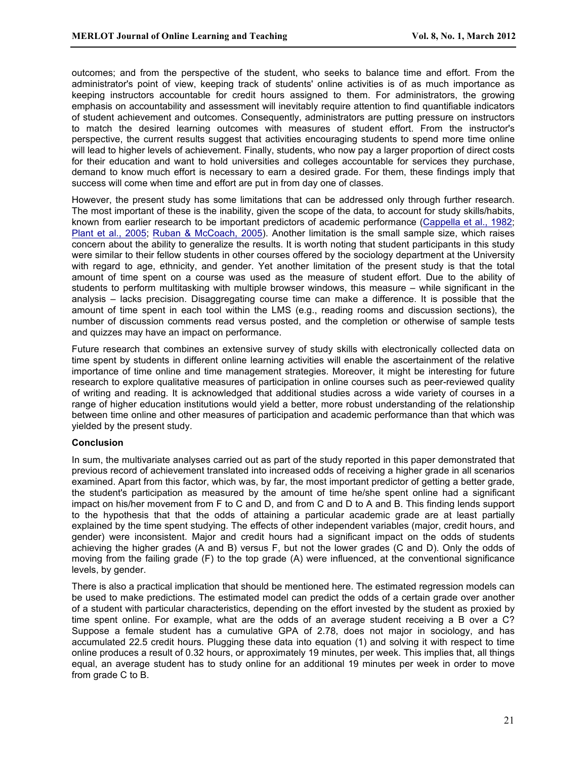outcomes; and from the perspective of the student, who seeks to balance time and effort. From the administrator's point of view, keeping track of students' online activities is of as much importance as keeping instructors accountable for credit hours assigned to them. For administrators, the growing emphasis on accountability and assessment will inevitably require attention to find quantifiable indicators of student achievement and outcomes. Consequently, administrators are putting pressure on instructors to match the desired learning outcomes with measures of student effort. From the instructor's perspective, the current results suggest that activities encouraging students to spend more time online will lead to higher levels of achievement. Finally, students, who now pay a larger proportion of direct costs for their education and want to hold universities and colleges accountable for services they purchase, demand to know much effort is necessary to earn a desired grade. For them, these findings imply that success will come when time and effort are put in from day one of classes.

However, the present study has some limitations that can be addressed only through further research. The most important of these is the inability, given the scope of the data, to account for study skills/habits, known from earlier research to be important predictors of academic performance (Cappella et al., 1982; Plant et al., 2005; Ruban & McCoach, 2005). Another limitation is the small sample size, which raises concern about the ability to generalize the results. It is worth noting that student participants in this study were similar to their fellow students in other courses offered by the sociology department at the University with regard to age, ethnicity, and gender. Yet another limitation of the present study is that the total amount of time spent on a course was used as the measure of student effort. Due to the ability of students to perform multitasking with multiple browser windows, this measure – while significant in the analysis – lacks precision. Disaggregating course time can make a difference. It is possible that the amount of time spent in each tool within the LMS (e.g., reading rooms and discussion sections), the number of discussion comments read versus posted, and the completion or otherwise of sample tests and quizzes may have an impact on performance.

Future research that combines an extensive survey of study skills with electronically collected data on time spent by students in different online learning activities will enable the ascertainment of the relative importance of time online and time management strategies. Moreover, it might be interesting for future research to explore qualitative measures of participation in online courses such as peer-reviewed quality of writing and reading. It is acknowledged that additional studies across a wide variety of courses in a range of higher education institutions would yield a better, more robust understanding of the relationship between time online and other measures of participation and academic performance than that which was yielded by the present study.

**Conclusion**

In sum, the multivariate analyses carried out as part of the study reported in this paper demonstrated that previous record of achievement translated into increased odds of receiving a higher grade in all scenarios examined. Apart from this factor, which was, by far, the most important predictor of getting a better grade, the student's participation as measured by the amount of time he/she spent online had a significant impact on his/her movement from F to C and D, and from C and D to A and B. This finding lends support to the hypothesis that that the odds of attaining a particular academic grade are at least partially explained by the time spent studying. The effects of other independent variables (major, credit hours, and gender) were inconsistent. Major and credit hours had a significant impact on the odds of students achieving the higher grades (A and B) versus F, but not the lower grades (C and D). Only the odds of moving from the failing grade (F) to the top grade (A) were influenced, at the conventional significance levels, by gender.

There is also a practical implication that should be mentioned here. The estimated regression models can be used to make predictions. The estimated model can predict the odds of a certain grade over another of a student with particular characteristics, depending on the effort invested by the student as proxied by time spent online. For example, what are the odds of an average student receiving a B over a C? Suppose a female student has a cumulative GPA of 2.78, does not major in sociology, and has accumulated 22.5 credit hours. Plugging these data into equation (1) and solving it with respect to time online produces a result of 0.32 hours, or approximately 19 minutes, per week. This implies that, all things equal, an average student has to study online for an additional 19 minutes per week in order to move from grade C to B.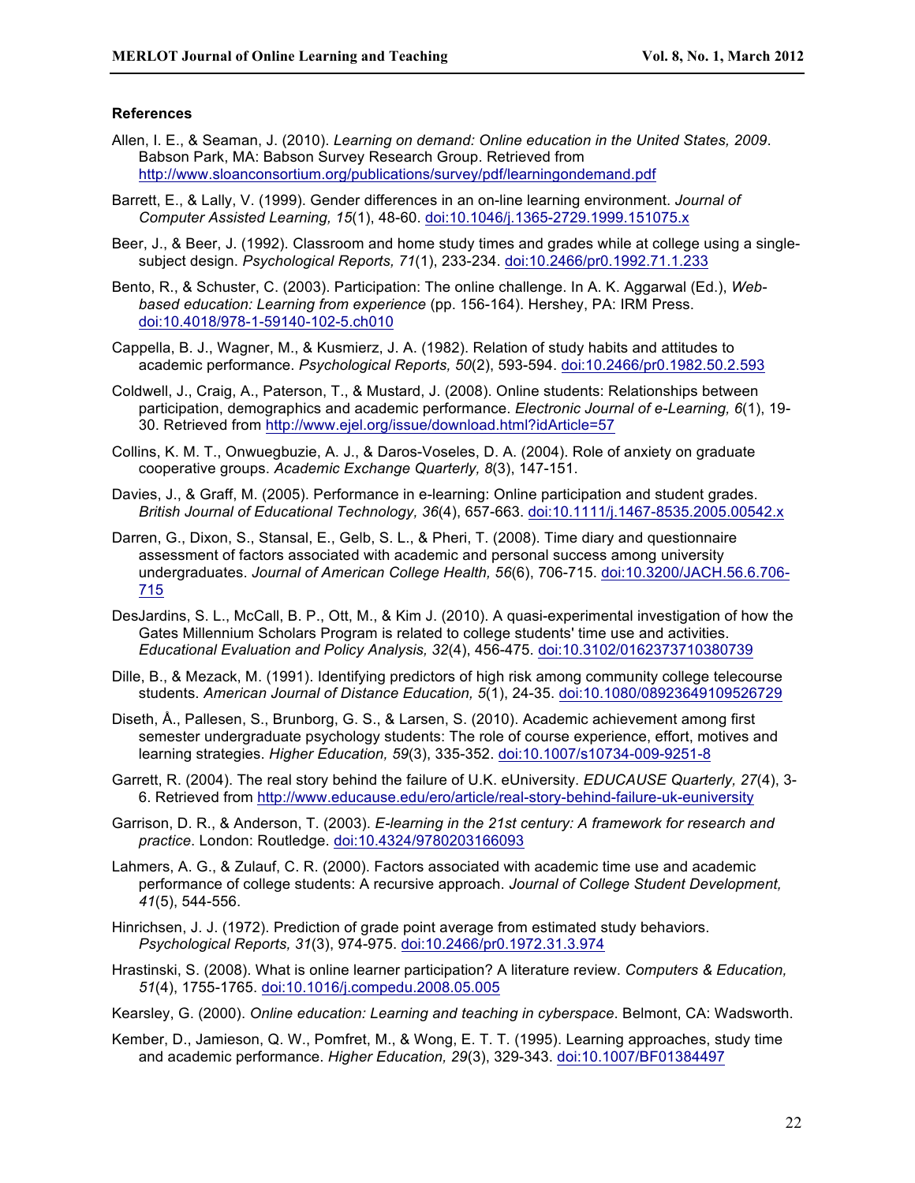## References

Allen, I. E., & Seaman, J. (2010). *Learning on demand: Online education in the United States, 2009*. Babson Park, MA: Babson Survey Research Group. Retrieved from http://www.sloanconsortium.org/publications/survey/pdf/learningondemand.pdf

Barrett, E., & Lally, V. (1999). Gender differences in an on-line learning environment. *Journal of Computer Assisted Learning, 15*(1), 48-60. doi:10.1046/j.1365-2729.1999.151075.x

Beer, J., & Beer, J. (1992). Classroom and home study times and grades while at college using a single-subject design. *Psychological Reports, 71*(1), 233-234. doi:10.2466/pr0.1992.71.1.233

Bento, R., & Schuster, C. (2003). Participation: The online challenge. In A. K. Aggarwal (Ed.), *Web-based education: Learning from experience* (pp. 156-164). Hershey, PA: IRM Press. doi:10.4018/978-1-59140-102-5.ch010

Cappella, B. J., Wagner, M., & Kusmierz, J. A. (1982). Relation of study habits and attitudes to academic performance. *Psychological Reports, 50*(2), 593-594. doi:10.2466/pr0.1982.50.2.593

Coldwell, J., Craig, A., Paterson, T., & Mustard, J. (2008). Online students: Relationships between participation, demographics and academic performance. *Electronic Journal of e-Learning, 6*(1), 19-30. Retrieved from http://www.ejel.org/issue/download.html?idArticle=57

Collins, K. M. T., Onwuegbuzie, A. J., & Daros-Voseles, D. A. (2004). Role of anxiety on graduate cooperative groups. *Academic Exchange Quarterly, 8*(3), 147-151.

Davies, J., & Graff, M. (2005). Performance in e-learning: Online participation and student grades. *British Journal of Educational Technology, 36*(4), 657-663. doi:10.1111/j.1467-8535.2005.00542.x

Darren, G., Dixon, S., Stansal, E., Gelb, S. L., & Pheri, T. (2008). Time diary and questionnaire assessment of factors associated with academic and personal success among university undergraduates. *Journal of American College Health, 56*(6), 706-715. doi:10.3200/JACH.56.6.706-715

DesJardins, S. L., McCall, B. P., Ott, M., & Kim J. (2010). A quasi-experimental investigation of how the Gates Millennium Scholars Program is related to college students' time use and activities. *Educational Evaluation and Policy Analysis, 32*(4), 456-475. doi:10.3102/0162373710380739

Dille, B., & Mezack, M. (1991). Identifying predictors of high risk among community college telecourse students. *American Journal of Distance Education, 5*(1), 24-35. doi:10.1080/08923649109526729

Diseth, Å., Pallesen, S., Brunborg, G. S., & Larsen, S. (2010). Academic achievement among first semester undergraduate psychology students: The role of course experience, effort, motives and learning strategies. *Higher Education, 59*(3), 335-352. doi:10.1007/s10734-009-9251-8

Garrett, R. (2004). The real story behind the failure of U.K. eUniversity. *EDUCAUSE Quarterly, 27*(4), 3-6. Retrieved from http://www.educause.edu/ero/article/real-story-behind-failure-uk-euniversity

Garrison, D. R., & Anderson, T. (2003). *E-learning in the 21st century: A framework for research and practice*. London: Routledge. doi:10.4324/9780203166093

Lahmers, A. G., & Zulauf, C. R. (2000). Factors associated with academic time use and academic performance of college students: A recursive approach. *Journal of College Student Development, 41*(5), 544-556.

Hinrichsen, J. J. (1972). Prediction of grade point average from estimated study behaviors. *Psychological Reports, 31*(3), 974-975. doi:10.2466/pr0.1972.31.3.974

Hrastinski, S. (2008). What is online learner participation? A literature review. *Computers & Education, 51*(4), 1755-1765. doi:10.1016/j.compedu.2008.05.005

Kearsley, G. (2000). *Online education: Learning and teaching in cyberspace*. Belmont, CA: Wadsworth.

Kember, D., Jamieson, Q. W., Pomfret, M., & Wong, E. T. T. (1995). Learning approaches, study time and academic performance. *Higher Education, 29*(3), 329-343. doi:10.1007/BF01384497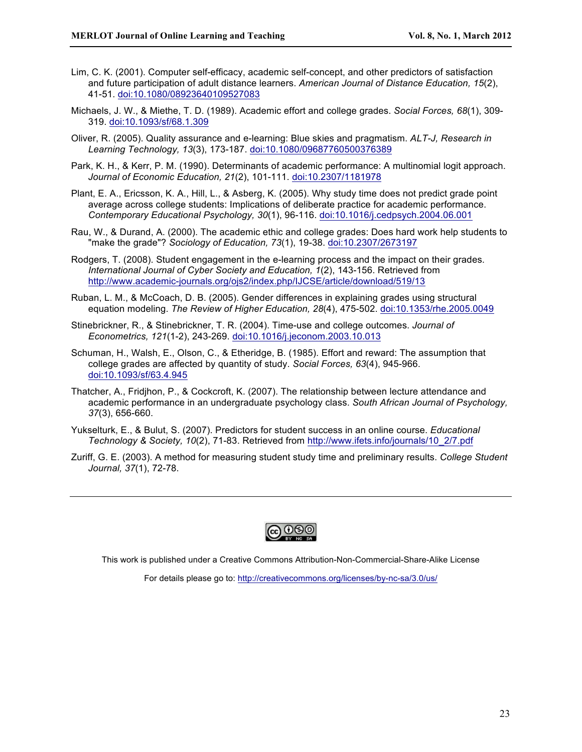Lim, C. K. (2001). Computer self-efficacy, academic self-concept, and other predictors of satisfaction and future participation of adult distance learners. *American Journal of Distance Education, 15*(2), 41-51. doi:10.1080/08923640109527083

Michaels, J. W., & Miethe, T. D. (1989). Academic effort and college grades. *Social Forces, 68*(1), 309-319. doi:10.1093/sf/68.1.309

Oliver, R. (2005). Quality assurance and e-learning: Blue skies and pragmatism. *ALT-J, Research in Learning Technology, 13*(3), 173-187. doi:10.1080/09687760500376389

Park, K. H., & Kerr, P. M. (1990). Determinants of academic performance: A multinomial logit approach. *Journal of Economic Education, 21*(2), 101-111. doi:10.2307/1181978

Plant, E. A., Ericsson, K. A., Hill, L., & Asberg, K. (2005). Why study time does not predict grade point average across college students: Implications of deliberate practice for academic performance. *Contemporary Educational Psychology, 30*(1), 96-116. doi:10.1016/j.cedpsych.2004.06.001

Rau, W., & Durand, A. (2000). The academic ethic and college grades: Does hard work help students to "make the grade"? *Sociology of Education, 73*(1), 19-38. doi:10.2307/2673197

Rodgers, T. (2008). Student engagement in the e-learning process and the impact on their grades. *International Journal of Cyber Society and Education, 1*(2), 143-156. Retrieved from http://www.academic-journals.org/ojs2/index.php/IJCSE/article/download/519/13

Ruban, L. M., & McCoach, D. B. (2005). Gender differences in explaining grades using structural equation modeling. *The Review of Higher Education, 28*(4), 475-502. doi:10.1353/rhe.2005.0049

Stinebrickner, R., & Stinebrickner, T. R. (2004). Time-use and college outcomes. *Journal of Econometrics, 121*(1-2), 243-269. doi:10.1016/j.jeconom.2003.10.013

Schuman, H., Walsh, E., Olson, C., & Etheridge, B. (1985). Effort and reward: The assumption that college grades are affected by quantity of study. *Social Forces, 63*(4), 945-966. doi:10.1093/sf/63.4.945

Thatcher, A., Fridjhon, P., & Cockcroft, K. (2007). The relationship between lecture attendance and academic performance in an undergraduate psychology class. *South African Journal of Psychology, 37*(3), 656-660.

Yukselturk, E., & Bulut, S. (2007). Predictors for student success in an online course. *Educational Technology & Society, 10*(2), 71-83. Retrieved from http://www.ifets.info/journals/10_2/7.pdf

Zuriff, G. E. (2003). A method for measuring student study time and preliminary results. *College Student Journal, 37*(1), 72-78.

---

This work is published under a Creative Commons Attribution-Non-Commercial-Share-Alike License

For details please go to: http://creativecommons.org/licenses/by-nc-sa/3.0/us/